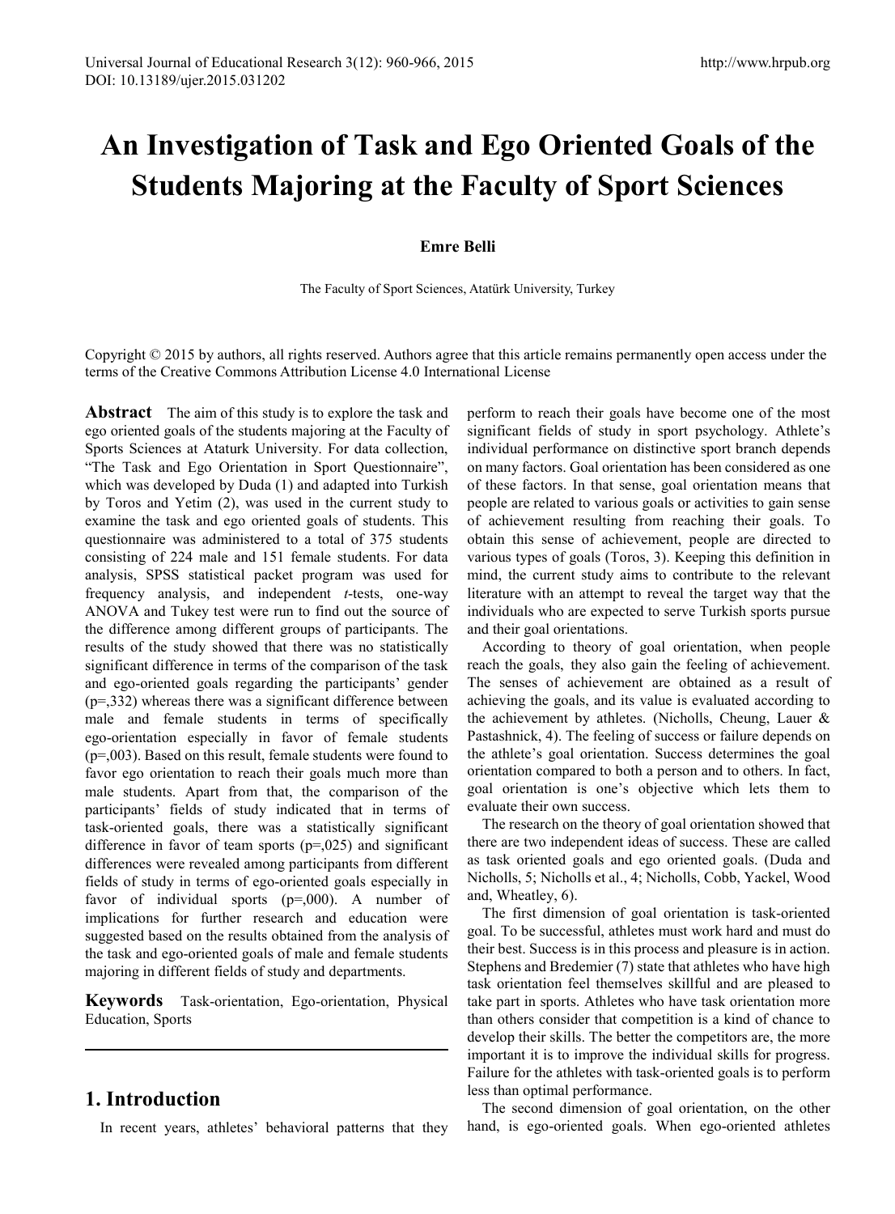# An Investigation of Task and Ego Oriented Goals of the Students Majoring at the Faculty of Sport Sciences

**Emre Belli**

The Faculty of Sport Sciences, Atatürk University, Turkey

Copyright © 2015 by authors, all rights reserved. Authors agree that this article remains permanently open access under the terms of the Creative Commons Attribution License 4.0 International License

**Abstract** The aim of this study is to explore the task and ego oriented goals of the students majoring at the Faculty of Sports Sciences at Ataturk University. For data collection, "The Task and Ego Orientation in Sport Questionnaire", which was developed by Duda (1) and adapted into Turkish by Toros and Yetim (2), was used in the current study to examine the task and ego oriented goals of students. This questionnaire was administered to a total of 375 students consisting of 224 male and 151 female students. For data analysis, SPSS statistical packet program was used for frequency analysis, and independent *t*-tests, one-way ANOVA and Tukey test were run to find out the source of the difference among different groups of participants. The results of the study showed that there was no statistically significant difference in terms of the comparison of the task and ego-oriented goals regarding the participants' gender (p=,332) whereas there was a significant difference between male and female students in terms of specifically ego-orientation especially in favor of female students (p=,003). Based on this result, female students were found to favor ego orientation to reach their goals much more than male students. Apart from that, the comparison of the participants' fields of study indicated that in terms of task-oriented goals, there was a statistically significant difference in favor of team sports (p=,025) and significant differences were revealed among participants from different fields of study in terms of ego-oriented goals especially in favor of individual sports (p=,000). A number of implications for further research and education were suggested based on the results obtained from the analysis of the task and ego-oriented goals of male and female students majoring in different fields of study and departments.

**Keywords** Task-orientation, Ego-orientation, Physical Education, Sports

## 1. Introduction

In recent years, athletes' behavioral patterns that they perform to reach their goals have become one of the most significant fields of study in sport psychology. Athlete's individual performance on distinctive sport branch depends on many factors. Goal orientation has been considered as one of these factors. In that sense, goal orientation means that people are related to various goals or activities to gain sense of achievement resulting from reaching their goals. To obtain this sense of achievement, people are directed to various types of goals (Toros, 3). Keeping this definition in mind, the current study aims to contribute to the relevant literature with an attempt to reveal the target way that the individuals who are expected to serve Turkish sports pursue and their goal orientations.

According to theory of goal orientation, when people reach the goals, they also gain the feeling of achievement. The senses of achievement are obtained as a result of achieving the goals, and its value is evaluated according to the achievement by athletes. (Nicholls, Cheung, Lauer & Pastashnick, 4). The feeling of success or failure depends on the athlete's goal orientation. Success determines the goal orientation compared to both a person and to others. In fact, goal orientation is one's objective which lets them to evaluate their own success.

The research on the theory of goal orientation showed that there are two independent ideas of success. These are called as task oriented goals and ego oriented goals. (Duda and Nicholls, 5; Nicholls et al., 4; Nicholls, Cobb, Yackel, Wood and, Wheatley, 6).

The first dimension of goal orientation is task-oriented goal. To be successful, athletes must work hard and must do their best. Success is in this process and pleasure is in action. Stephens and Bredemier (7) state that athletes who have high task orientation feel themselves skillful and are pleased to take part in sports. Athletes who have task orientation more than others consider that competition is a kind of chance to develop their skills. The better the competitors are, the more important it is to improve the individual skills for progress. Failure for the athletes with task-oriented goals is to perform less than optimal performance.

The second dimension of goal orientation, on the other hand, is ego-oriented goals. When ego-oriented athletes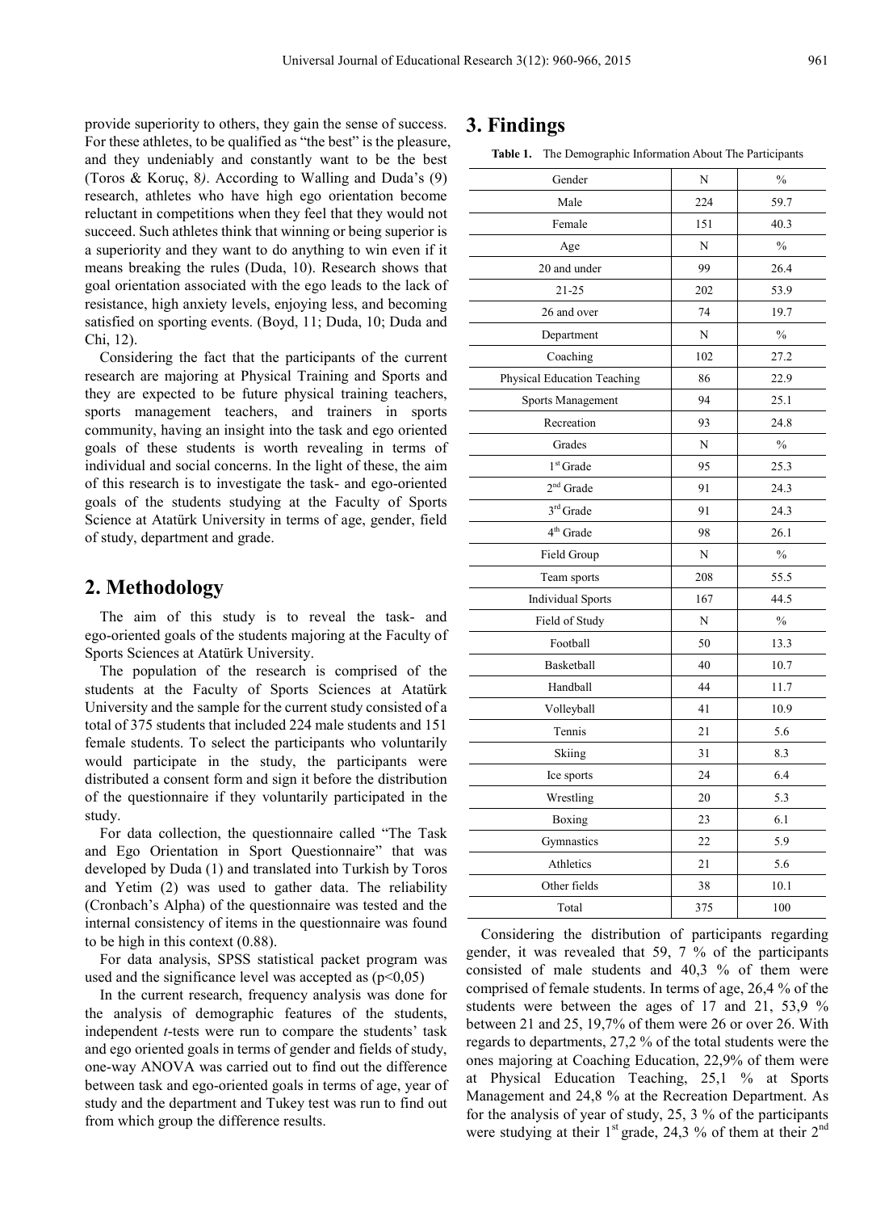provide superiority to others, they gain the sense of success. For these athletes, to be qualified as "the best" is the pleasure, and they undeniably and constantly want to be the best (Toros & Koruç, 8*)*. According to Walling and Duda's (9) research, athletes who have high ego orientation become reluctant in competitions when they feel that they would not succeed. Such athletes think that winning or being superior is a superiority and they want to do anything to win even if it means breaking the rules (Duda, 10). Research shows that goal orientation associated with the ego leads to the lack of resistance, high anxiety levels, enjoying less, and becoming satisfied on sporting events. (Boyd, 11; Duda, 10; Duda and Chi, 12).

Considering the fact that the participants of the current research are majoring at Physical Training and Sports and they are expected to be future physical training teachers, sports management teachers, and trainers in sports community, having an insight into the task and ego oriented goals of these students is worth revealing in terms of individual and social concerns. In the light of these, the aim of this research is to investigate the task- and ego-oriented goals of the students studying at the Faculty of Sports Science at Atatürk University in terms of age, gender, field of study, department and grade.

## 2. Methodology

The aim of this study is to reveal the task- and ego-oriented goals of the students majoring at the Faculty of Sports Sciences at Atatürk University.

The population of the research is comprised of the students at the Faculty of Sports Sciences at Atatürk University and the sample for the current study consisted of a total of 375 students that included 224 male students and 151 female students. To select the participants who voluntarily would participate in the study, the participants were distributed a consent form and sign it before the distribution of the questionnaire if they voluntarily participated in the study.

For data collection, the questionnaire called "The Task and Ego Orientation in Sport Questionnaire" that was developed by Duda (1) and translated into Turkish by Toros and Yetim (2) was used to gather data. The reliability (Cronbach's Alpha) of the questionnaire was tested and the internal consistency of items in the questionnaire was found to be high in this context (0.88).

For data analysis, SPSS statistical packet program was used and the significance level was accepted as ($p<0,05$)

In the current research, frequency analysis was done for the analysis of demographic features of the students, independent *t*-tests were run to compare the students' task and ego oriented goals in terms of gender and fields of study, one-way ANOVA was carried out to find out the difference between task and ego-oriented goals in terms of age, year of study and the department and Tukey test was run to find out from which group the difference results.

## 3. Findings

**Table 1.** The Demographic Information About The Participants

| Gender | N | % |
|---|---|---|
| Male | 224 | 59.7 |
| Female | 151 | 40.3 |
| Age | N | % |
| 20 and under | 99 | 26.4 |
| 21-25 | 202 | 53.9 |
| 26 and over | 74 | 19.7 |
| Department | N | % |
| Coaching | 102 | 27.2 |
| Physical Education Teaching | 86 | 22.9 |
| Sports Management | 94 | 25.1 |
| Recreation | 93 | 24.8 |
| Grades | N | % |
| 1st Grade | 95 | 25.3 |
| 2nd Grade | 91 | 24.3 |
| 3rd Grade | 91 | 24.3 |
| 4th Grade | 98 | 26.1 |
| Field Group | N | % |
| Team sports | 208 | 55.5 |
| Individual Sports | 167 | 44.5 |
| Field of Study | N | % |
| Football | 50 | 13.3 |
| Basketball | 40 | 10.7 |
| Handball | 44 | 11.7 |
| Volleyball | 41 | 10.9 |
| Tennis | 21 | 5.6 |
| Skiing | 31 | 8.3 |
| Ice sports | 24 | 6.4 |
| Wrestling | 20 | 5.3 |
| Boxing | 23 | 6.1 |
| Gymnastics | 22 | 5.9 |
| Athletics | 21 | 5.6 |
| Other fields | 38 | 10.1 |
| Total | 375 | 100 |

Considering the distribution of participants regarding gender, it was revealed that 59, 7 % of the participants consisted of male students and 40,3 % of them were comprised of female students. In terms of age, 26,4 % of the students were between the ages of 17 and 21, 53,9 % between 21 and 25, 19,7% of them were 26 or over 26. With regards to departments, 27,2 % of the total students were the ones majoring at Coaching Education, 22,9% of them were at Physical Education Teaching, 25,1 % at Sports Management and 24,8 % at the Recreation Department. As for the analysis of year of study, 25, 3 % of the participants were studying at their 1st grade, 24,3 % of them at their 2nd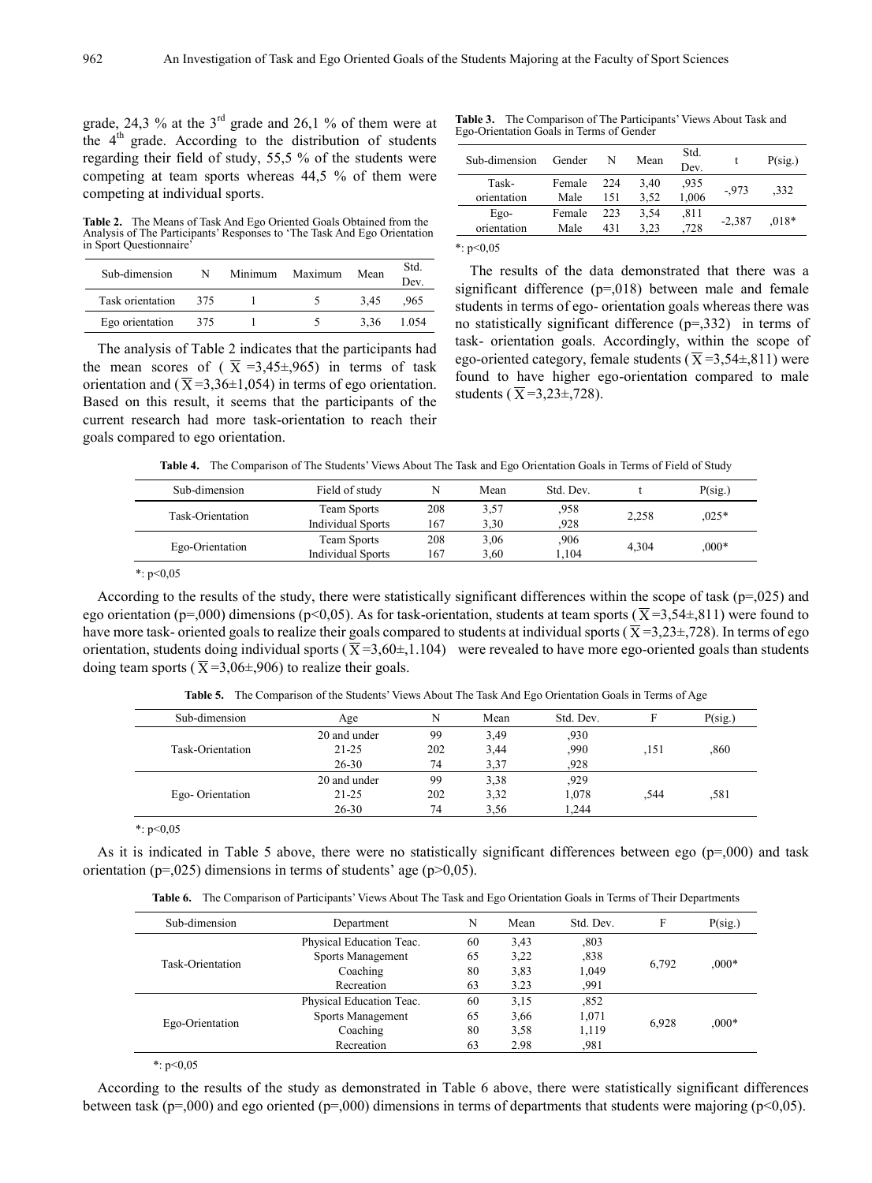grade, 24,3 % at the 3rd grade and 26,1 % of them were at the 4th grade. According to the distribution of students regarding their field of study, 55,5 % of the students were competing at team sports whereas 44,5 % of them were competing at individual sports.

**Table 2.** The Means of Task And Ego Oriented Goals Obtained from the Analysis of The Participants' Responses to 'The Task And Ego Orientation in Sport Questionnaire'

| Sub-dimension | N | Minimum | Maximum | Mean | Std. Dev. |
|---|---|---|---|---|---|
| Task orientation | 375 | 1 | 5 | 3,45 | ,965 |
| Ego orientation | 375 | 1 | 5 | 3,36 | 1.054 |

The analysis of Table 2 indicates that the participants had the mean scores of ( $\overline{X}$ =3,45±,965) in terms of task orientation and ($\overline{X}$=3,36±1,054) in terms of ego orientation. Based on this result, it seems that the participants of the current research had more task-orientation to reach their goals compared to ego orientation.

**Table 3.** The Comparison of The Participants' Views About Task and Ego-Orientation Goals in Terms of Gender

| Sub-dimension | Gender | N | Mean | Std. Dev. | t | P(sig.) |
|---|---|---|---|---|---|---|
| Task-orientation | Female | 224 | 3,40 | ,935 | -,973 | ,332 |
| | Male | 151 | 3,52 | 1,006 | | |
| Ego-orientation | Female | 223 | 3,54 | ,811 | -2,387 | ,018* |
| | Male | 431 | 3,23 | ,728 | | |

*: p<0,05

The results of the data demonstrated that there was a significant difference (p=,018) between male and female students in terms of ego- orientation goals whereas there was no statistically significant difference (p=,332) in terms of task- orientation goals. Accordingly, within the scope of ego-oriented category, female students ($\overline{X}$=3,54±,811) were found to have higher ego-orientation compared to male students ($\overline{X}$=3,23±,728).

**Table 4.** The Comparison of The Students' Views About The Task and Ego Orientation Goals in Terms of Field of Study

| Sub-dimension | Field of study | N | Mean | Std. Dev. | t | P(sig.) |
|---|---|---|---|---|---|---|
| Task-Orientation | Team Sports | 208 | 3,57 | ,958 | 2,258 | ,025* |
| | Individual Sports | 167 | 3,30 | ,928 | | |
| Ego-Orientation | Team Sports | 208 | 3,06 | ,906 | 4,304 | ,000* |
| | Individual Sports | 167 | 3,60 | 1,104 | | |

*: p<0,05

According to the results of the study, there were statistically significant differences within the scope of task (p=,025) and ego orientation (p=,000) dimensions (p<0,05). As for task-orientation, students at team sports ($\overline{X}$=3,54±,811) were found to have more task- oriented goals to realize their goals compared to students at individual sports ($\overline{X}$=3,23±,728). In terms of ego orientation, students doing individual sports ($\overline{X}$=3,60±,1.104) were revealed to have more ego-oriented goals than students doing team sports ($\overline{X}$=3,06±,906) to realize their goals.

**Table 5.** The Comparison of the Students' Views About The Task And Ego Orientation Goals in Terms of Age

| Sub-dimension | Age | N | Mean | Std. Dev. | F | P(sig.) |
|---|---|---|---|---|---|---|
| Task-Orientation | 20 and under | 99 | 3,49 | ,930 | ,151 | ,860 |
| | 21-25 | 202 | 3,44 | ,990 | | |
| | 26-30 | 74 | 3,37 | ,928 | | |
| Ego- Orientation | 20 and under | 99 | 3,38 | ,929 | ,544 | ,581 |
| | 21-25 | 202 | 3,32 | 1,078 | | |
| | 26-30 | 74 | 3,56 | 1,244 | | |

*: p<0,05

As it is indicated in Table 5 above, there were no statistically significant differences between ego (p=,000) and task orientation (p=,025) dimensions in terms of students' age (p>0,05).

**Table 6.** The Comparison of Participants' Views About The Task and Ego Orientation Goals in Terms of Their Departments

| Sub-dimension | Department | N | Mean | Std. Dev. | F | P(sig.) |
|---|---|---|---|---|---|---|
| Task-Orientation | Physical Education Teac. | 60 | 3,43 | ,803 | 6,792 | ,000* |
| | Sports Management | 65 | 3,22 | ,838 | | |
| | Coaching | 80 | 3,83 | 1,049 | | |
| | Recreation | 63 | 3.23 | ,991 | | |
| Ego-Orientation | Physical Education Teac. | 60 | 3,15 | ,852 | 6,928 | ,000* |
| | Sports Management | 65 | 3,66 | 1,071 | | |
| | Coaching | 80 | 3,58 | 1,119 | | |
| | Recreation | 63 | 2.98 | ,981 | | |

*: p<0,05

According to the results of the study as demonstrated in Table 6 above, there were statistically significant differences between task (p=,000) and ego oriented (p=,000) dimensions in terms of departments that students were majoring (p<0,05).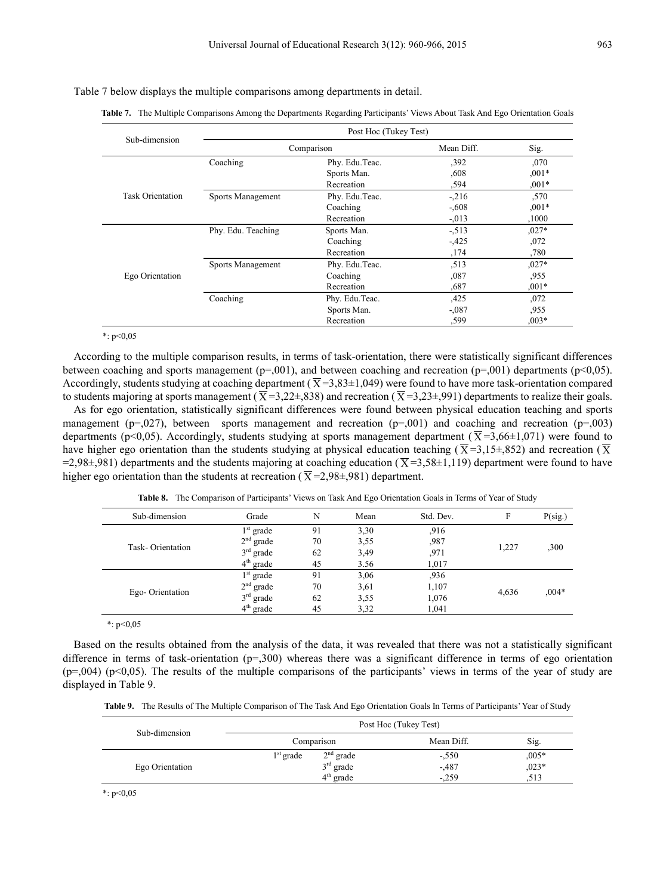Table 7 below displays the multiple comparisons among departments in detail.

**Table 7.** The Multiple Comparisons Among the Departments Regarding Participants' Views About Task And Ego Orientation Goals

| Sub-dimension | Post Hoc (Tukey Test) | | | |
|---|---|---|---|---|
| | Comparison | | Mean Diff. | Sig. |
| Task Orientation | Coaching | Phy. Edu.Teac. | ,392 | ,070 |
| | | Sports Man. | ,608 | ,001* |
| | | Recreation | ,594 | ,001* |
| | Sports Management | Phy. Edu.Teac. | -,216 | ,570 |
| | | Coaching | -,608 | ,001* |
| | | Recreation | -,013 | ,1000 |
| Ego Orientation | Phy. Edu. Teaching | Sports Man. | -,513 | ,027* |
| | | Coaching | -,425 | ,072 |
| | | Recreation | ,174 | ,780 |
| | Sports Management | Phy. Edu.Teac. | ,513 | ,027* |
| | | Coaching | ,087 | ,955 |
| | | Recreation | ,687 | ,001* |
| | Coaching | Phy. Edu.Teac. | ,425 | ,072 |
| | | Sports Man. | -,087 | ,955 |
| | | Recreation | ,599 | ,003* |

*: p<0,05

According to the multiple comparison results, in terms of task-orientation, there were statistically significant differences between coaching and sports management (p=,001), and between coaching and recreation (p=,001) departments (p<0,05). Accordingly, students studying at coaching department ($\overline{X}$=3,83±1,049) were found to have more task-orientation compared to students majoring at sports management ($\overline{X}$=3,22±,838) and recreation ($\overline{X}$=3,23±,991) departments to realize their goals.

As for ego orientation, statistically significant differences were found between physical education teaching and sports management (p=,027), between sports management and recreation (p=,001) and coaching and recreation (p=,003) departments (p<0,05). Accordingly, students studying at sports management department ($\overline{X}$=3,66±1,071) were found to have higher ego orientation than the students studying at physical education teaching ($\overline{X}$=3,15±,852) and recreation ($\overline{X}$=2,98±,981) departments and the students majoring at coaching education ($\overline{X}$=3,58±1,119) department were found to have higher ego orientation than the students at recreation ($\overline{X}$=2,98±,981) department.

**Table 8.** The Comparison of Participants' Views on Task And Ego Orientation Goals in Terms of Year of Study

| Sub-dimension | Grade | N | Mean | Std. Dev. | F | P(sig.) |
|---|---|---|---|---|---|---|
| Task- Orientation | 1st grade | 91 | 3,30 | ,916 | 1,227 | ,300 |
| | 2nd grade | 70 | 3,55 | ,987 | | |
| | 3rd grade | 62 | 3,49 | ,971 | | |
| | 4th grade | 45 | 3.56 | 1,017 | | |
| Ego- Orientation | 1st grade | 91 | 3,06 | ,936 | 4,636 | ,004* |
| | 2nd grade | 70 | 3,61 | 1,107 | | |
| | 3rd grade | 62 | 3,55 | 1,076 | | |
| | 4th grade | 45 | 3,32 | 1,041 | | |

*: p<0,05

Based on the results obtained from the analysis of the data, it was revealed that there was not a statistically significant difference in terms of task-orientation (p=,300) whereas there was a significant difference in terms of ego orientation (p=,004) (p<0,05). The results of the multiple comparisons of the participants' views in terms of the year of study are displayed in Table 9.

**Table 9.** The Results of The Multiple Comparison of The Task And Ego Orientation Goals In Terms of Participants' Year of Study

| Sub-dimension | Post Hoc (Tukey Test) | | | |
|---|---|---|---|---|
| | Comparison | | Mean Diff. | Sig. |
| Ego Orientation | 1st grade | 2nd grade | -,550 | ,005* |
| | | 3rd grade | -,487 | ,023* |
| | | 4th grade | -,259 | ,513 |

*: p<0,05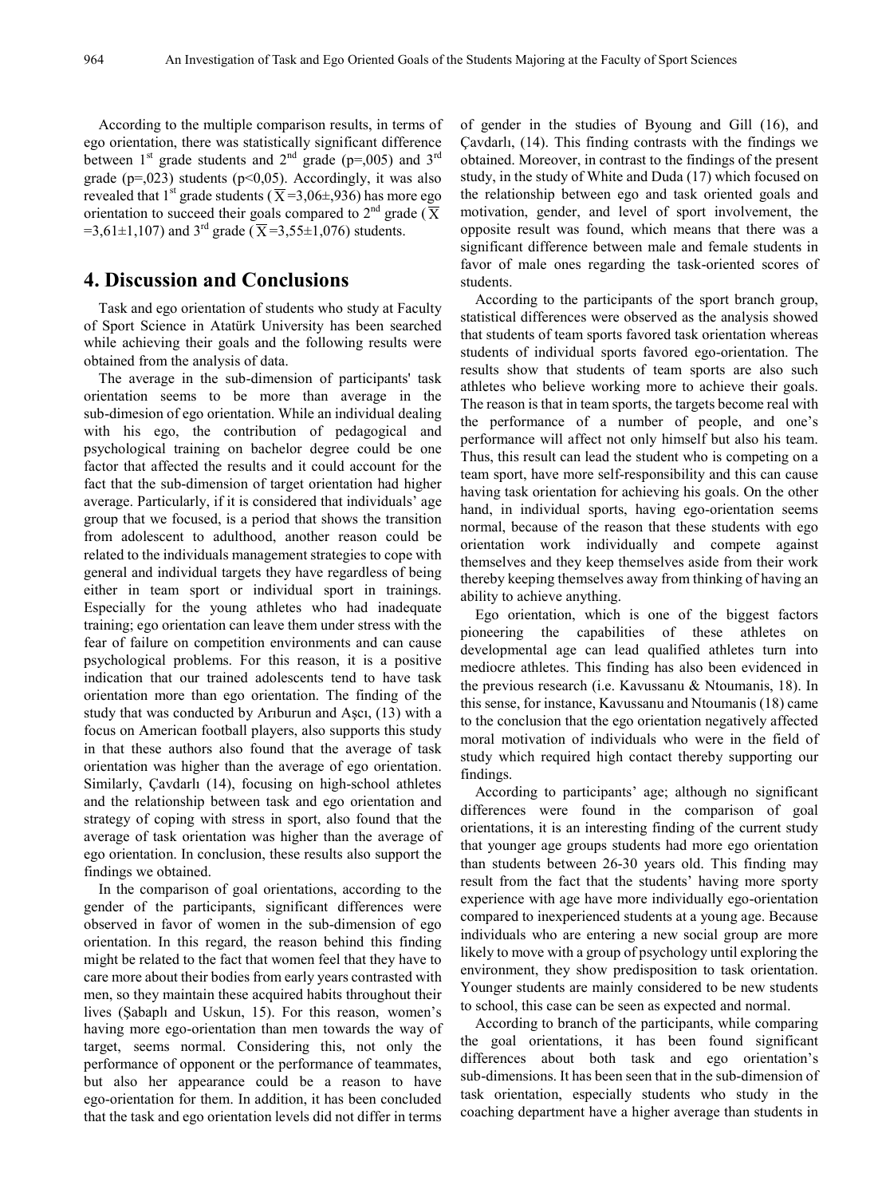According to the multiple comparison results, in terms of ego orientation, there was statistically significant difference between 1st grade students and 2nd grade (p=,005) and 3rd grade (p=,023) students (p<0,05). Accordingly, it was also revealed that 1st grade students ($\overline{X}$=3,06±,936) has more ego orientation to succeed their goals compared to 2nd grade ($\overline{X}$=3,61±1,107) and 3rd grade ($\overline{X}$=3,55±1,076) students.

## 4. Discussion and Conclusions

Task and ego orientation of students who study at Faculty of Sport Science in Atatürk University has been searched while achieving their goals and the following results were obtained from the analysis of data.

The average in the sub-dimension of participants' task orientation seems to be more than average in the sub-dimesion of ego orientation. While an individual dealing with his ego, the contribution of pedagogical and psychological training on bachelor degree could be one factor that affected the results and it could account for the fact that the sub-dimension of target orientation had higher average. Particularly, if it is considered that individuals' age group that we focused, is a period that shows the transition from adolescent to adulthood, another reason could be related to the individuals management strategies to cope with general and individual targets they have regardless of being either in team sport or individual sport in trainings. Especially for the young athletes who had inadequate training; ego orientation can leave them under stress with the fear of failure on competition environments and can cause psychological problems. For this reason, it is a positive indication that our trained adolescents tend to have task orientation more than ego orientation. The finding of the study that was conducted by Arıburun and Aşcı, (13) with a focus on American football players, also supports this study in that these authors also found that the average of task orientation was higher than the average of ego orientation. Similarly, Çavdarlı (14), focusing on high-school athletes and the relationship between task and ego orientation and strategy of coping with stress in sport, also found that the average of task orientation was higher than the average of ego orientation. In conclusion, these results also support the findings we obtained.

In the comparison of goal orientations, according to the gender of the participants, significant differences were observed in favor of women in the sub-dimension of ego orientation. In this regard, the reason behind this finding might be related to the fact that women feel that they have to care more about their bodies from early years contrasted with men, so they maintain these acquired habits throughout their lives (Şabaplı and Uskun, 15). For this reason, women's having more ego-orientation than men towards the way of target, seems normal. Considering this, not only the performance of opponent or the performance of teammates, but also her appearance could be a reason to have ego-orientation for them. In addition, it has been concluded that the task and ego orientation levels did not differ in terms of gender in the studies of Byoung and Gill (16), and Çavdarlı, (14). This finding contrasts with the findings we obtained. Moreover, in contrast to the findings of the present study, in the study of White and Duda (17) which focused on the relationship between ego and task oriented goals and motivation, gender, and level of sport involvement, the opposite result was found, which means that there was a significant difference between male and female students in favor of male ones regarding the task-oriented scores of students.

According to the participants of the sport branch group, statistical differences were observed as the analysis showed that students of team sports favored task orientation whereas students of individual sports favored ego-orientation. The results show that students of team sports are also such athletes who believe working more to achieve their goals. The reason is that in team sports, the targets become real with the performance of a number of people, and one's performance will affect not only himself but also his team. Thus, this result can lead the student who is competing on a team sport, have more self-responsibility and this can cause having task orientation for achieving his goals. On the other hand, in individual sports, having ego-orientation seems normal, because of the reason that these students with ego orientation work individually and compete against themselves and they keep themselves aside from their work thereby keeping themselves away from thinking of having an ability to achieve anything.

Ego orientation, which is one of the biggest factors pioneering the capabilities of these athletes on developmental age can lead qualified athletes turn into mediocre athletes. This finding has also been evidenced in the previous research (i.e. Kavussanu & Ntoumanis, 18). In this sense, for instance, Kavussanu and Ntoumanis (18) came to the conclusion that the ego orientation negatively affected moral motivation of individuals who were in the field of study which required high contact thereby supporting our findings.

According to participants' age; although no significant differences were found in the comparison of goal orientations, it is an interesting finding of the current study that younger age groups students had more ego orientation than students between 26-30 years old. This finding may result from the fact that the students' having more sporty experience with age have more individually ego-orientation compared to inexperienced students at a young age. Because individuals who are entering a new social group are more likely to move with a group of psychology until exploring the environment, they show predisposition to task orientation. Younger students are mainly considered to be new students to school, this case can be seen as expected and normal.

According to branch of the participants, while comparing the goal orientations, it has been found significant differences about both task and ego orientation's sub-dimensions. It has been seen that in the sub-dimension of task orientation, especially students who study in the coaching department have a higher average than students in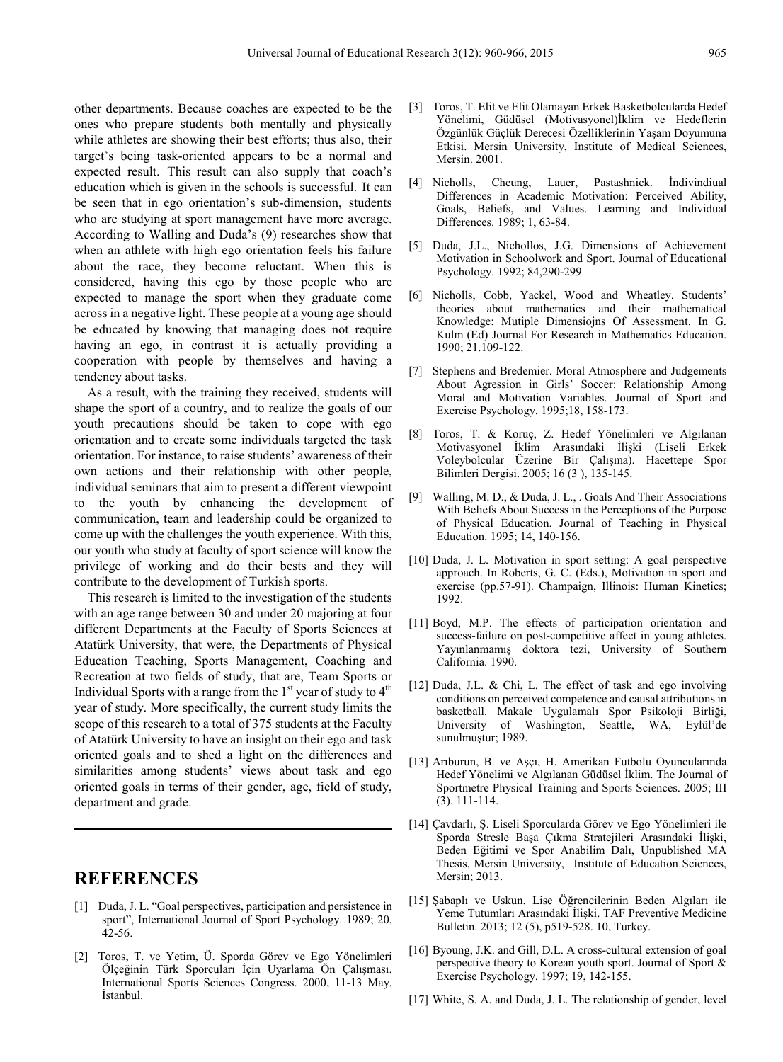other departments. Because coaches are expected to be the ones who prepare students both mentally and physically while athletes are showing their best efforts; thus also, their target's being task-oriented appears to be a normal and expected result. This result can also supply that coach's education which is given in the schools is successful. It can be seen that in ego orientation's sub-dimension, students who are studying at sport management have more average. According to Walling and Duda's (9) researches show that when an athlete with high ego orientation feels his failure about the race, they become reluctant. When this is considered, having this ego by those people who are expected to manage the sport when they graduate come across in a negative light. These people at a young age should be educated by knowing that managing does not require having an ego, in contrast it is actually providing a cooperation with people by themselves and having a tendency about tasks.

As a result, with the training they received, students will shape the sport of a country, and to realize the goals of our youth precautions should be taken to cope with ego orientation and to create some individuals targeted the task orientation. For instance, to raise students' awareness of their own actions and their relationship with other people, individual seminars that aim to present a different viewpoint to the youth by enhancing the development of communication, team and leadership could be organized to come up with the challenges the youth experience. With this, our youth who study at faculty of sport science will know the privilege of working and do their bests and they will contribute to the development of Turkish sports.

This research is limited to the investigation of the students with an age range between 30 and under 20 majoring at four different Departments at the Faculty of Sports Sciences at Atatürk University, that were, the Departments of Physical Education Teaching, Sports Management, Coaching and Recreation at two fields of study, that are, Team Sports or Individual Sports with a range from the 1st year of study to 4th year of study. More specifically, the current study limits the scope of this research to a total of 375 students at the Faculty of Atatürk University to have an insight on their ego and task oriented goals and to shed a light on the differences and similarities among students' views about task and ego oriented goals in terms of their gender, age, field of study, department and grade.

# REFERENCES

[1] Duda, J. L. "Goal perspectives, participation and persistence in sport", International Journal of Sport Psychology. 1989; 20, 42-56.

[2] Toros, T. ve Yetim, Ü. Sporda Görev ve Ego Yönelimleri Ölçeğinin Türk Sporcuları İçin Uyarlama Ön Çalışması. International Sports Sciences Congress. 2000, 11-13 May, İstanbul.

[3] Toros, T. Elit ve Elit Olamayan Erkek Basketbolcularda Hedef Yönelimi, Güdüsel (Motivasyonel)İklim ve Hedeflerin Özgünlük Güçlük Derecesi Özelliklerinin Yaşam Doyumuna Etkisi. Mersin University, Institute of Medical Sciences, Mersin. 2001.

[4] Nicholls, Cheung, Lauer, Pastashnick. İndivindiual Differences in Academic Motivation: Perceived Ability, Goals, Beliefs, and Values. Learning and Individual Differences. 1989; 1, 63-84.

[5] Duda, J.L., Nichollos, J.G. Dimensions of Achievement Motivation in Schoolwork and Sport. Journal of Educational Psychology. 1992; 84,290-299

[6] Nicholls, Cobb, Yackel, Wood and Wheatley. Students' theories about mathematics and their mathematical Knowledge: Mutiple Dimensiojns Of Assessment. In G. Kulm (Ed) Journal For Research in Mathematics Education. 1990; 21.109-122.

[7] Stephens and Bredemier. Moral Atmosphere and Judgements About Agression in Girls' Soccer: Relationship Among Moral and Motivation Variables. Journal of Sport and Exercise Psychology. 1995;18, 158-173.

[8] Toros, T. & Koruç, Z. Hedef Yönelimleri ve Algılanan Motivasyonel İklim Arasındaki İlişki (Liseli Erkek Voleybolcular Üzerine Bir Çalışma). Hacettepe Spor Bilimleri Dergisi. 2005; 16 (3 ), 135-145.

[9] Walling, M. D., & Duda, J. L., . Goals And Their Associations With Beliefs About Success in the Perceptions of the Purpose of Physical Education. Journal of Teaching in Physical Education. 1995; 14, 140-156.

[10] Duda, J. L. Motivation in sport setting: A goal perspective approach. In Roberts, G. C. (Eds.), Motivation in sport and exercise (pp.57-91). Champaign, Illinois: Human Kinetics; 1992.

[11] Boyd, M.P. The effects of participation orientation and success-failure on post-competitive affect in young athletes. Yayınlanmamış doktora tezi, University of Southern California. 1990.

[12] Duda, J.L. & Chi, L. The effect of task and ego involving conditions on perceived competence and causal attributions in basketball. Makale Uygulamalı Spor Psikoloji Birliği, University of Washington, Seattle, WA, Eylül'de sunulmuştur; 1989.

[13] Arıburun, B. ve Aşçı, H. Amerikan Futbolu Oyuncularında Hedef Yönelimi ve Algılanan Güdüsel İklim. The Journal of Sportmetre Physical Training and Sports Sciences. 2005; III (3). 111-114.

[14] Çavdarlı, Ş. Liseli Sporcularda Görev ve Ego Yönelimleri ile Sporda Stresle Başa Çıkma Stratejileri Arasındaki İlişki, Beden Eğitimi ve Spor Anabilim Dalı, Unpublished MA Thesis, Mersin University, Institute of Education Sciences, Mersin; 2013.

[15] Şabaplı ve Uskun. Lise Öğrencilerinin Beden Algıları ile Yeme Tutumları Arasındaki İlişki. TAF Preventive Medicine Bulletin. 2013; 12 (5), p519-528. 10, Turkey.

[16] Byoung, J.K. and Gill, D.L. A cross-cultural extension of goal perspective theory to Korean youth sport. Journal of Sport & Exercise Psychology. 1997; 19, 142-155.

[17] White, S. A. and Duda, J. L. The relationship of gender, level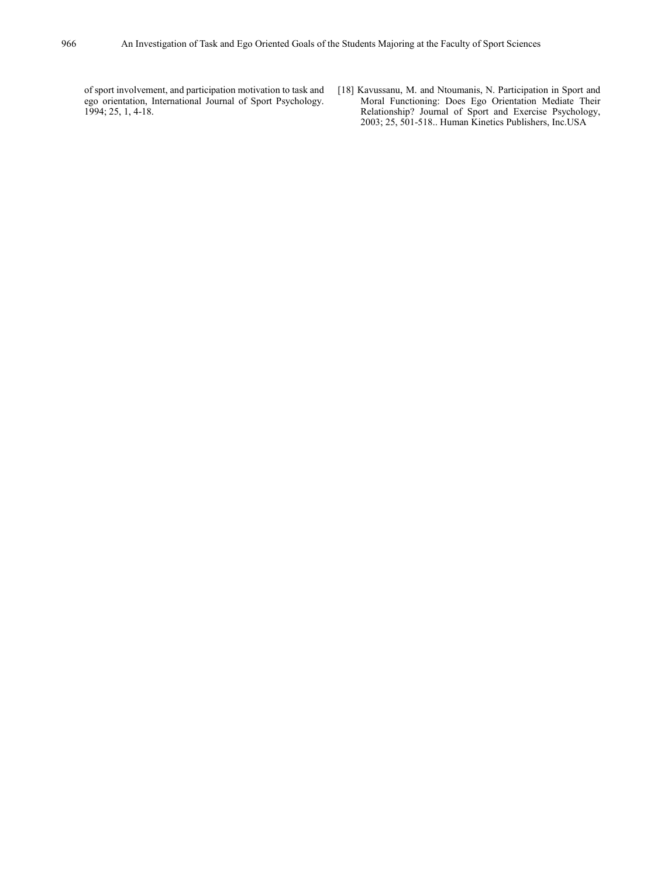of sport involvement, and participation motivation to task and ego orientation, International Journal of Sport Psychology. 1994; 25, 1, 4-18.

[18] Kavussanu, M. and Ntoumanis, N. Participation in Sport and Moral Functioning: Does Ego Orientation Mediate Their Relationship? Journal of Sport and Exercise Psychology, 2003; 25, 501-518.. Human Kinetics Publishers, Inc.USA